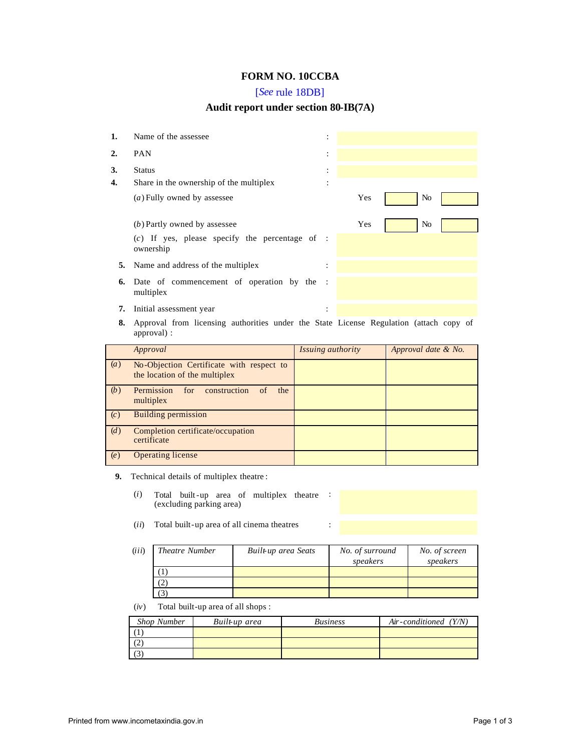# FORM NO. 10CCBA

[*See* rule 18DB]

## Audit report under section 80-IB(7A)

**1.** Name of the assessee :

**2.** PAN :

**3.** Status :

**4.** Share in the ownership of the multiplex :

(*a*) Fully owned by assessee — Yes [ ] No [ ]

(*b*) Partly owned by assessee — Yes [ ] No [ ]

(*c*) If yes, please specify the percentage of ownership :

**5.** Name and address of the multiplex :

**6.** Date of commencement of operation by the multiplex :

**7.** Initial assessment year :

**8.** Approval from licensing authorities under the State License Regulation (attach copy of approval) :

| | *Approval* | *Issuing authority* | *Approval date & No.* |
|---|---|---|---|
| (*a*) | No-Objection Certificate with respect to the location of the multiplex | | |
| (*b*) | Permission for construction of the multiplex | | |
| (*c*) | Building permission | | |
| (*d*) | Completion certificate/occupation certificate | | |
| (*e*) | Operating license | | |

**9.** Technical details of multiplex theatre :

(*i*) Total built-up area of multiplex theatre (excluding parking area) :

(*ii*) Total built-up area of all cinema theatres :

(*iii*)

| *Theatre Number* | *Built-up area Seats* | *No. of surround speakers* | *No. of screen speakers* |
|---|---|---|---|
| (1) | | | |
| (2) | | | |
| (3) | | | |

(*iv*) Total built-up area of all shops :

| *Shop Number* | *Built-up area* | *Business* | *Air-conditioned (Y/N)* |
|---|---|---|---|
| (1) | | | |
| (2) | | | |
| (3) | | | |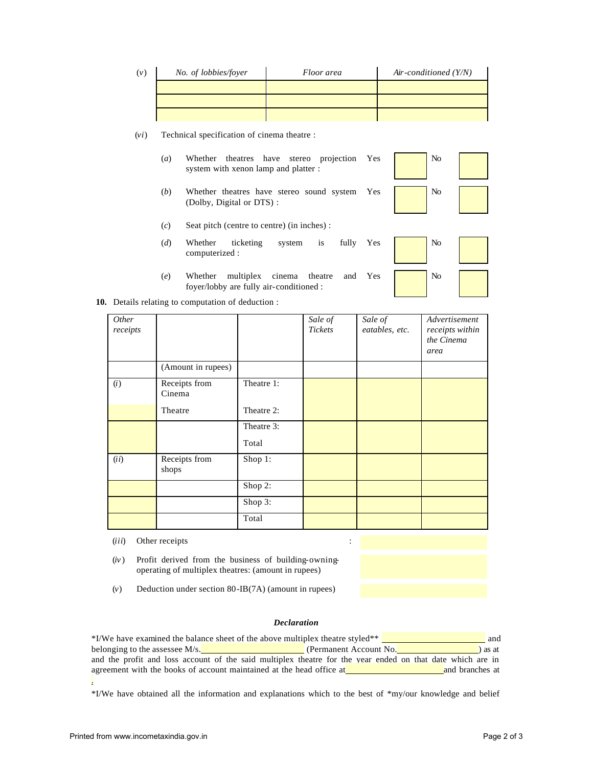(v)

| No. of lobbies/foyer | Floor area | Air-conditioned (Y/N) |
|---|---|---|
| | | |
| | | |
| | | |

(vi) Technical specification of cinema theatre :

(a) Whether theatres have stereo projection system with xenon lamp and platter : Yes ☐ No ☐

(b) Whether theatres have stereo sound system (Dolby, Digital or DTS) : Yes ☐ No ☐

(c) Seat pitch (centre to centre) (in inches) :

(d) Whether ticketing system is fully computerized : Yes ☐ No ☐

(e) Whether multiplex cinema theatre and foyer/lobby are fully air-conditioned : Yes ☐ No ☐

**10.** Details relating to computation of deduction :

| *Other receipts* | | | *Sale of Tickets* | *Sale of eatables, etc.* | *Advertisement receipts within the Cinema area* |
|---|---|---|---|---|---|
| | (Amount in rupees) | | | | |
| (i) | Receipts from Cinema | Theatre 1: | | | |
| | Theatre | Theatre 2: | | | |
| | | Theatre 3: | | | |
| | | Total | | | |
| (ii) | Receipts from shops | Shop 1: | | | |
| | | Shop 2: | | | |
| | | Shop 3: | | | |
| | | Total | | | |

(iii) Other receipts :

(iv) Profit derived from the business of building-owning-operating of multiplex theatres: (amount in rupees)

(v) Deduction under section 80-IB(7A) (amount in rupees)

***Declaration***

*I/We have examined the balance sheet of the above multiplex theatre styled** ______________________ and belonging to the assessee M/s.______________________ (Permanent Account No.__________________) as at and the profit and loss account of the said multiplex theatre for the year ended on that date which are in agreement with the books of account maintained at the head office at______________________and branches at .

*I/We have obtained all the information and explanations which to the best of *my/our knowledge and belief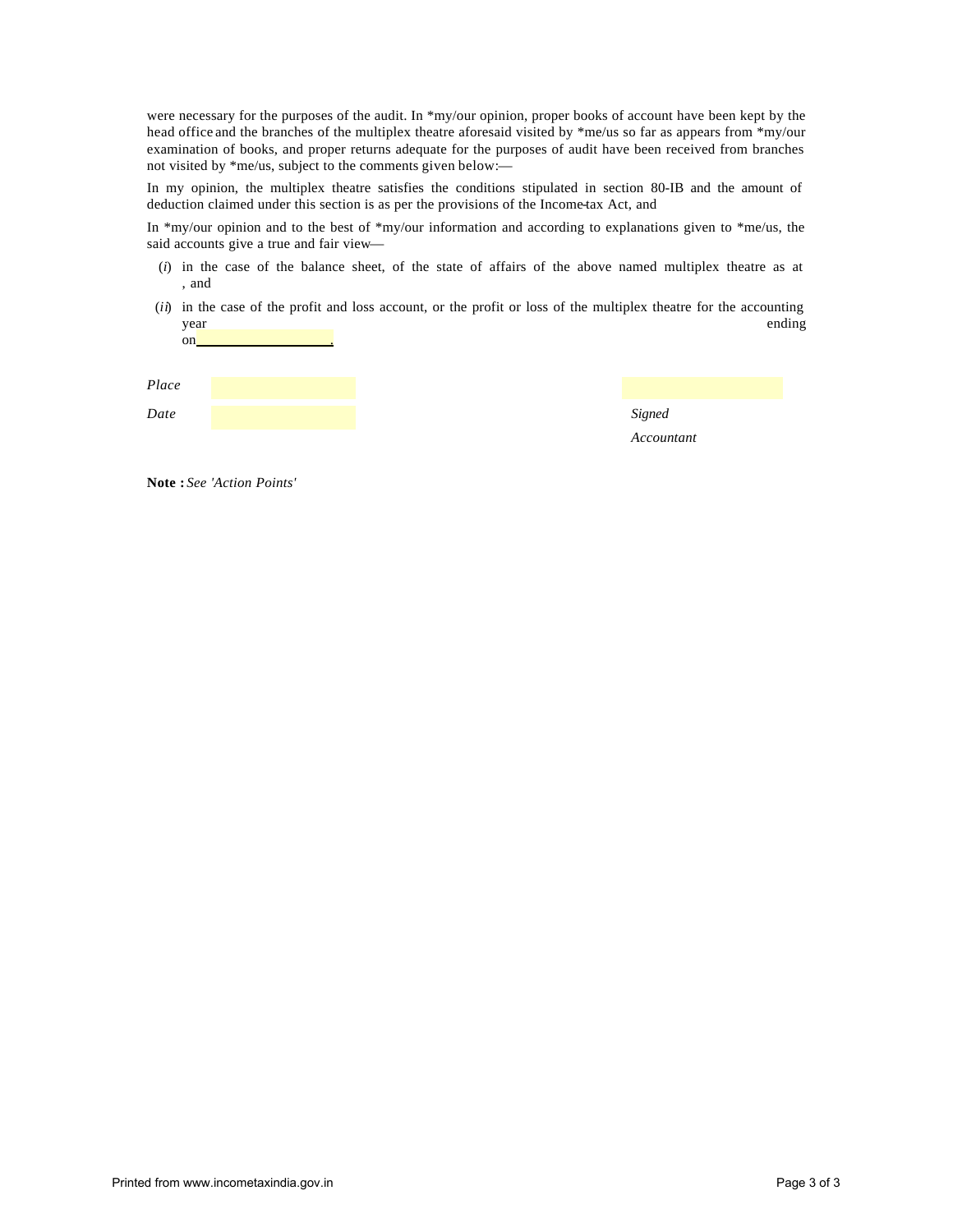were necessary for the purposes of the audit. In *my/our opinion, proper books of account have been kept by the head office and the branches of the multiplex theatre aforesaid visited by *me/us so far as appears from *my/our examination of books, and proper returns adequate for the purposes of audit have been received from branches not visited by *me/us, subject to the comments given below:—

In my opinion, the multiplex theatre satisfies the conditions stipulated in section 80-IB and the amount of deduction claimed under this section is as per the provisions of the Income-tax Act, and

In *my/our opinion and to the best of *my/our information and according to explanations given to *me/us, the said accounts give a true and fair view—

(*i*) in the case of the balance sheet, of the state of affairs of the above named multiplex theatre as at , and

(*ii*) in the case of the profit and loss account, or the profit or loss of the multiplex theatre for the accounting year ending on\_\_\_\_\_\_\_\_\_\_\_\_\_\_\_\_\_\_\_\_.

*Place*

*Date*

*Signed*

*Accountant*

**Note :** *See 'Action Points'*